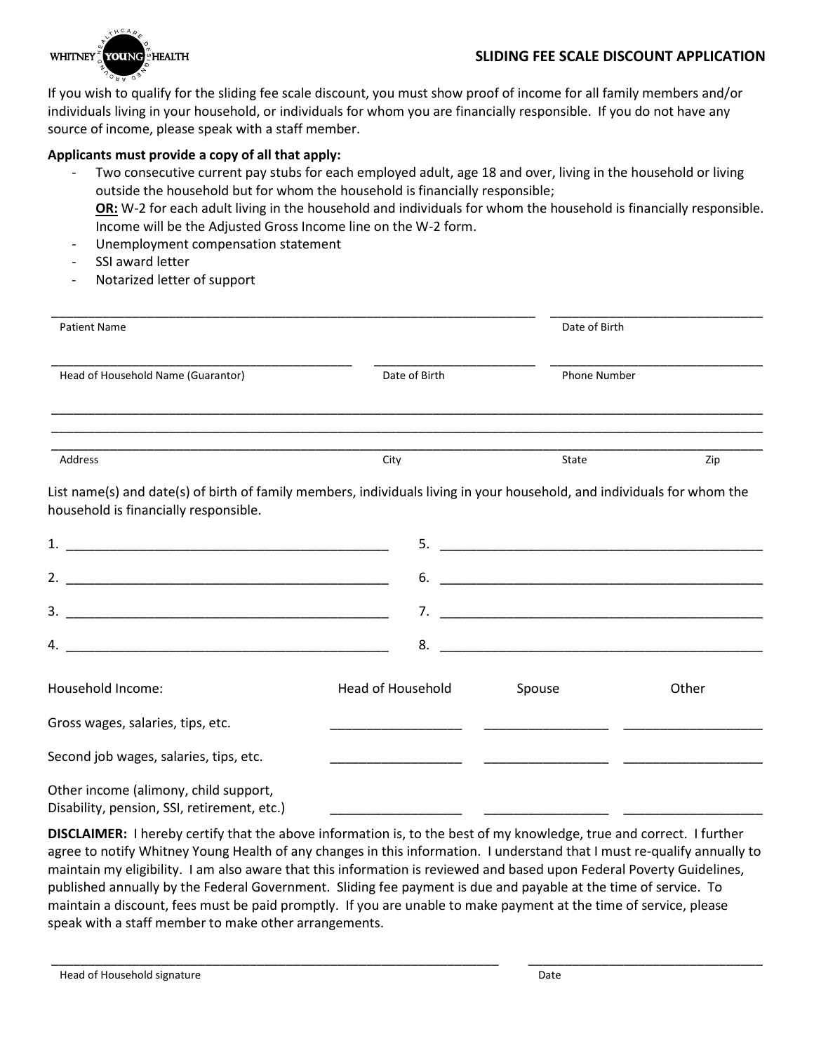WHITNEY YOUNG HEALTH

# SLIDING FEE SCALE DISCOUNT APPLICATION

If you wish to qualify for the sliding fee scale discount, you must show proof of income for all family members and/or individuals living in your household, or individuals for whom you are financially responsible. If you do not have any source of income, please speak with a staff member.

**Applicants must provide a copy of all that apply:**

- Two consecutive current pay stubs for each employed adult, age 18 and over, living in the household or living outside the household but for whom the household is financially responsible;
  **OR:** W-2 for each adult living in the household and individuals for whom the household is financially responsible. Income will be the Adjusted Gross Income line on the W-2 form.
- Unemployment compensation statement
- SSI award letter
- Notarized letter of support

Patient Name ______________________________ Date of Birth ______________

Head of Household Name (Guarantor) ______________________ Date of Birth ______________ Phone Number ______________

Address ______________________________ City ______________ State ______ Zip ______

List name(s) and date(s) of birth of family members, individuals living in your household, and individuals for whom the household is financially responsible.

1. ______________________________
2. ______________________________
3. ______________________________
4. ______________________________
5. ______________________________
6. ______________________________
7. ______________________________
8. ______________________________

| Household Income: | Head of Household | Spouse | Other |
|---|---|---|---|
| Gross wages, salaries, tips, etc. | ______________ | ______________ | ______________ |
| Second job wages, salaries, tips, etc. | ______________ | ______________ | ______________ |
| Other income (alimony, child support, Disability, pension, SSI, retirement, etc.) | ______________ | ______________ | ______________ |

**DISCLAIMER:** I hereby certify that the above information is, to the best of my knowledge, true and correct. I further agree to notify Whitney Young Health of any changes in this information. I understand that I must re-qualify annually to maintain my eligibility. I am also aware that this information is reviewed and based upon Federal Poverty Guidelines, published annually by the Federal Government. Sliding fee payment is due and payable at the time of service. To maintain a discount, fees must be paid promptly. If you are unable to make payment at the time of service, please speak with a staff member to make other arrangements.

Head of Household signature ______________________________ Date ______________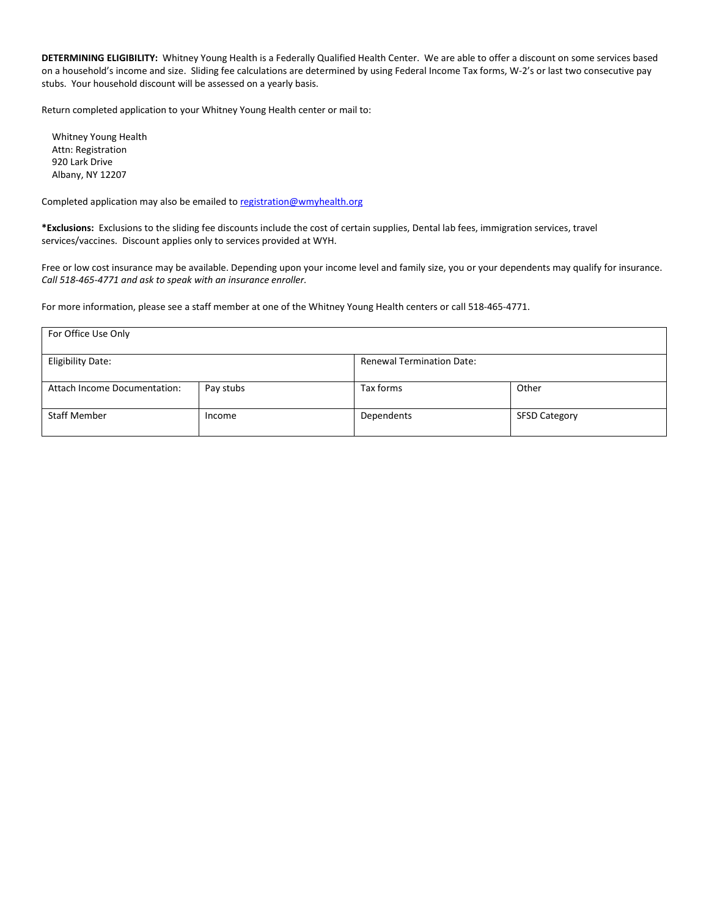**DETERMINING ELIGIBILITY:** Whitney Young Health is a Federally Qualified Health Center. We are able to offer a discount on some services based on a household's income and size. Sliding fee calculations are determined by using Federal Income Tax forms, W-2's or last two consecutive pay stubs. Your household discount will be assessed on a yearly basis.

Return completed application to your Whitney Young Health center or mail to:

Whitney Young Health
Attn: Registration
920 Lark Drive
Albany, NY 12207

Completed application may also be emailed to [registration@wmyhealth.org](mailto:registration@wmyhealth.org)

***Exclusions:** Exclusions to the sliding fee discounts include the cost of certain supplies, Dental lab fees, immigration services, travel services/vaccines. Discount applies only to services provided at WYH.

Free or low cost insurance may be available. Depending upon your income level and family size, you or your dependents may qualify for insurance. *Call 518-465-4771 and ask to speak with an insurance enroller.*

For more information, please see a staff member at one of the Whitney Young Health centers or call 518-465-4771.

| For Office Use Only | | | |
|---|---|---|---|
| Eligibility Date: | | Renewal Termination Date: | |
| Attach Income Documentation: | Pay stubs | Tax forms | Other |
| Staff Member | Income | Dependents | SFSD Category |